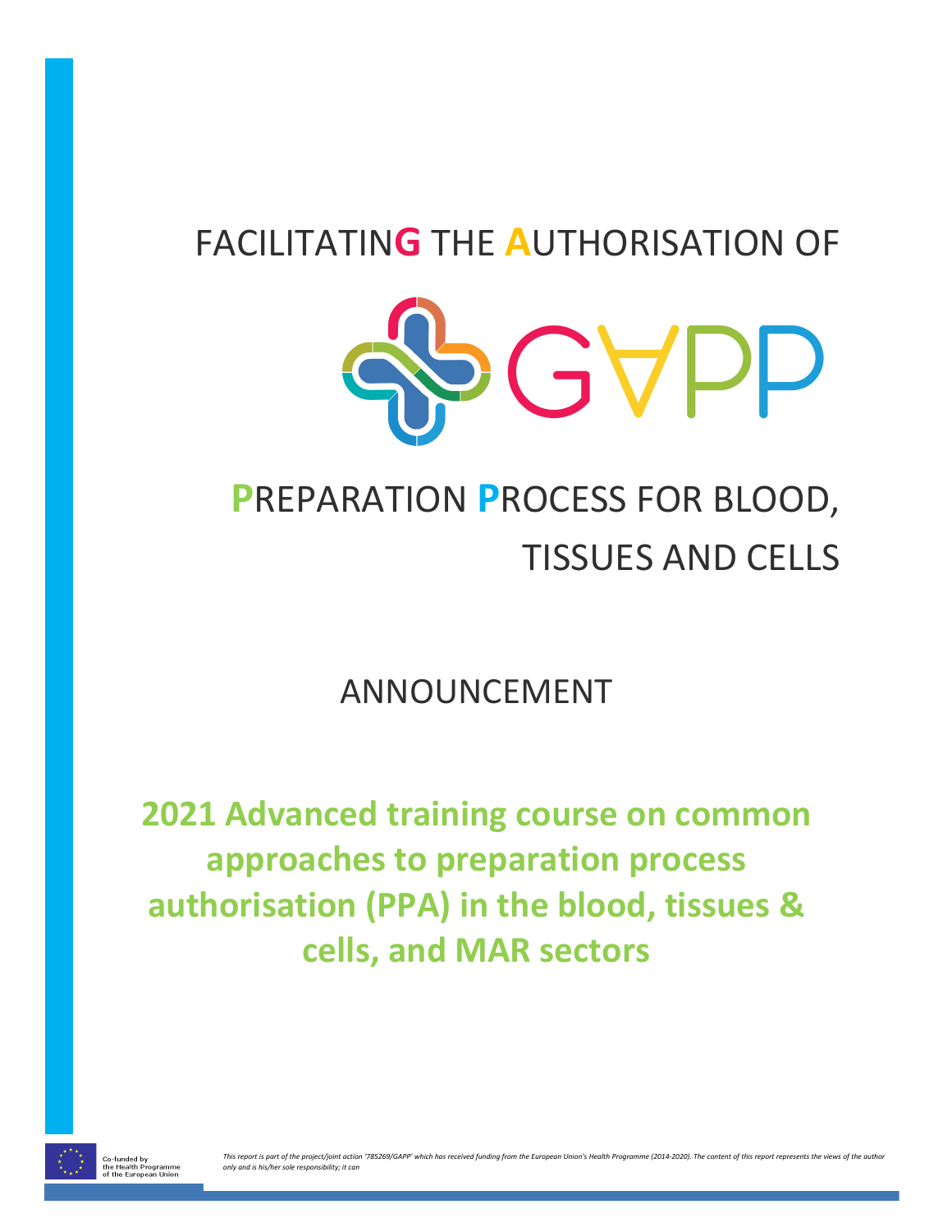# FACILITATING THE AUTHORISATION OF

# GAPP

# PREPARATION PROCESS FOR BLOOD, TISSUES AND CELLS

## ANNOUNCEMENT

## 2021 Advanced training course on common approaches to preparation process authorisation (PPA) in the blood, tissues & cells, and MAR sectors

Co-funded by the Health Programme of the European Union

*This report is part of the project/joint action '785269/GAPP' which has received funding from the European Union's Health Programme (2014-2020). The content of this report represents the views of the author only and is his/her sole responsibility; it can*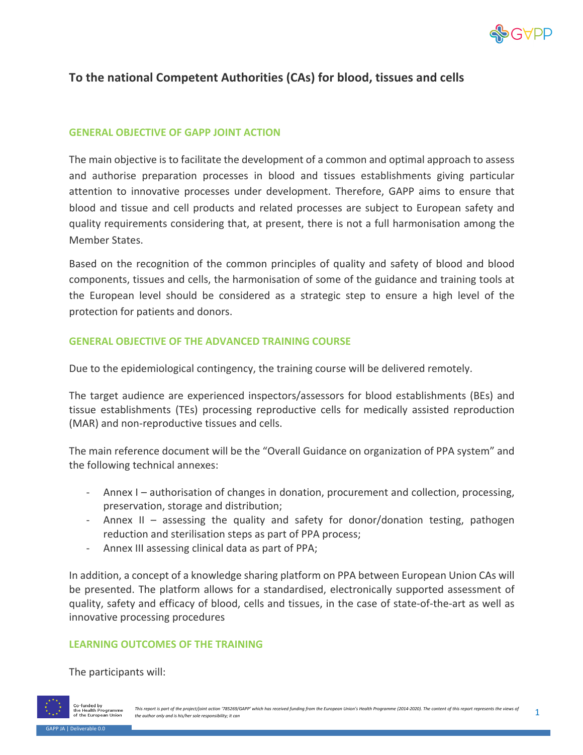## To the national Competent Authorities (CAs) for blood, tissues and cells

### GENERAL OBJECTIVE OF GAPP JOINT ACTION

The main objective is to facilitate the development of a common and optimal approach to assess and authorise preparation processes in blood and tissues establishments giving particular attention to innovative processes under development. Therefore, GAPP aims to ensure that blood and tissue and cell products and related processes are subject to European safety and quality requirements considering that, at present, there is not a full harmonisation among the Member States.

Based on the recognition of the common principles of quality and safety of blood and blood components, tissues and cells, the harmonisation of some of the guidance and training tools at the European level should be considered as a strategic step to ensure a high level of the protection for patients and donors.

### GENERAL OBJECTIVE OF THE ADVANCED TRAINING COURSE

Due to the epidemiological contingency, the training course will be delivered remotely.

The target audience are experienced inspectors/assessors for blood establishments (BEs) and tissue establishments (TEs) processing reproductive cells for medically assisted reproduction (MAR) and non-reproductive tissues and cells.

The main reference document will be the "Overall Guidance on organization of PPA system" and the following technical annexes:

- Annex I – authorisation of changes in donation, procurement and collection, processing, preservation, storage and distribution;
- Annex II – assessing the quality and safety for donor/donation testing, pathogen reduction and sterilisation steps as part of PPA process;
- Annex III assessing clinical data as part of PPA;

In addition, a concept of a knowledge sharing platform on PPA between European Union CAs will be presented. The platform allows for a standardised, electronically supported assessment of quality, safety and efficacy of blood, cells and tissues, in the case of state-of-the-art as well as innovative processing procedures

### LEARNING OUTCOMES OF THE TRAINING

The participants will: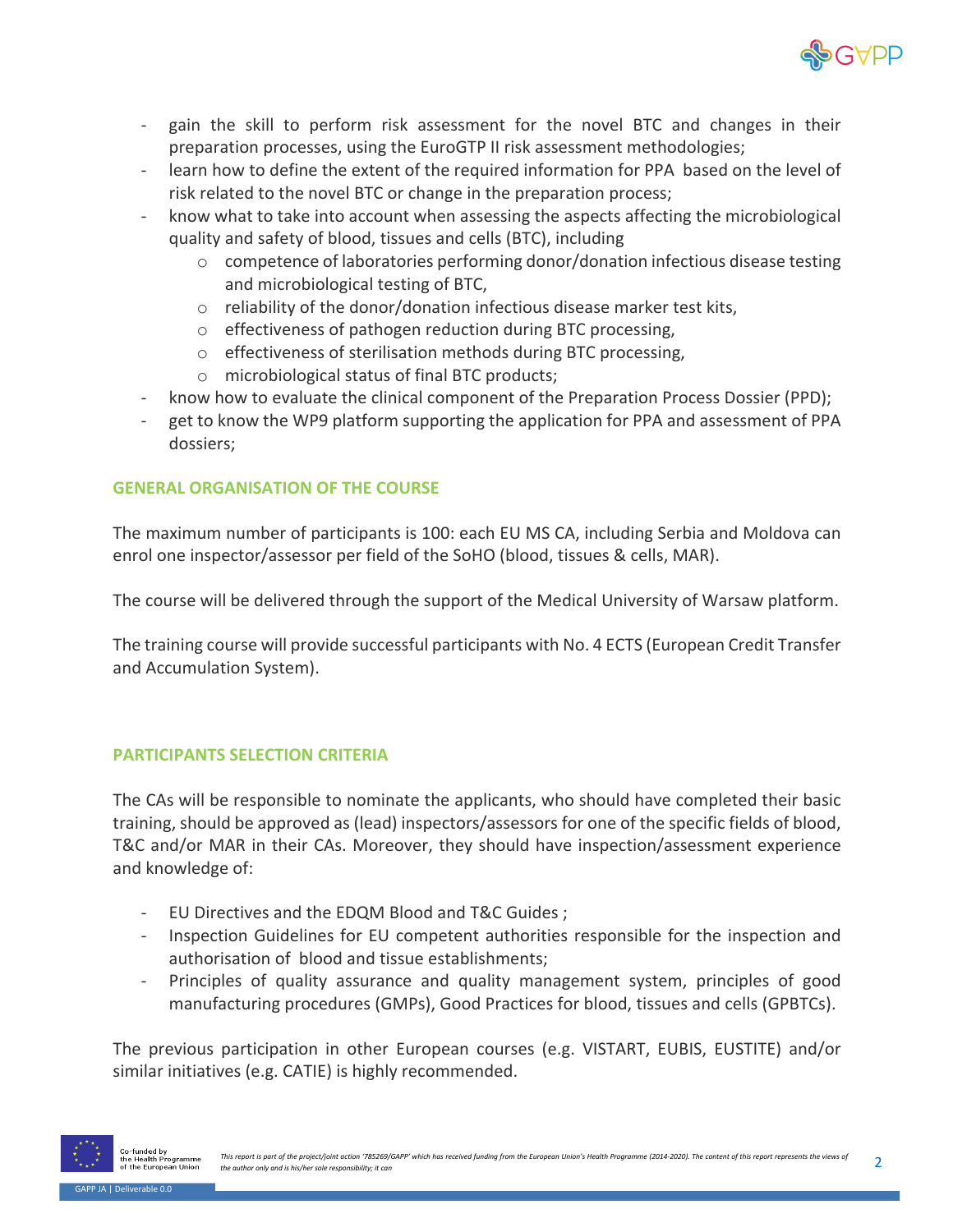- gain the skill to perform risk assessment for the novel BTC and changes in their preparation processes, using the EuroGTP II risk assessment methodologies;
- learn how to define the extent of the required information for PPA based on the level of risk related to the novel BTC or change in the preparation process;
- know what to take into account when assessing the aspects affecting the microbiological quality and safety of blood, tissues and cells (BTC), including
    - competence of laboratories performing donor/donation infectious disease testing and microbiological testing of BTC,
    - reliability of the donor/donation infectious disease marker test kits,
    - effectiveness of pathogen reduction during BTC processing,
    - effectiveness of sterilisation methods during BTC processing,
    - microbiological status of final BTC products;
- know how to evaluate the clinical component of the Preparation Process Dossier (PPD);
- get to know the WP9 platform supporting the application for PPA and assessment of PPA dossiers;

## GENERAL ORGANISATION OF THE COURSE

The maximum number of participants is 100: each EU MS CA, including Serbia and Moldova can enrol one inspector/assessor per field of the SoHO (blood, tissues & cells, MAR).

The course will be delivered through the support of the Medical University of Warsaw platform.

The training course will provide successful participants with No. 4 ECTS (European Credit Transfer and Accumulation System).

## PARTICIPANTS SELECTION CRITERIA

The CAs will be responsible to nominate the applicants, who should have completed their basic training, should be approved as (lead) inspectors/assessors for one of the specific fields of blood, T&C and/or MAR in their CAs. Moreover, they should have inspection/assessment experience and knowledge of:

- EU Directives and the EDQM Blood and T&C Guides ;
- Inspection Guidelines for EU competent authorities responsible for the inspection and authorisation of blood and tissue establishments;
- Principles of quality assurance and quality management system, principles of good manufacturing procedures (GMPs), Good Practices for blood, tissues and cells (GPBTCs).

The previous participation in other European courses (e.g. VISTART, EUBIS, EUSTITE) and/or similar initiatives (e.g. CATIE) is highly recommended.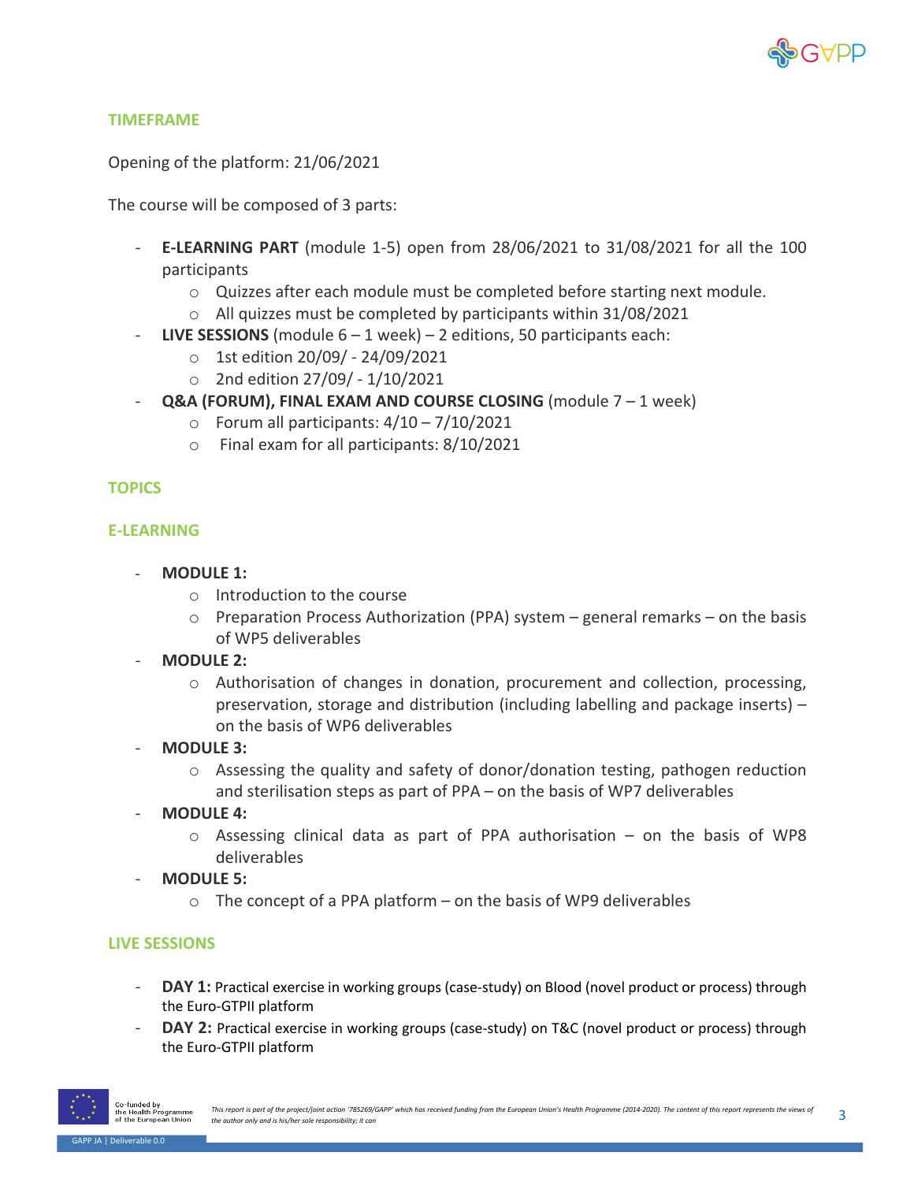## TIMEFRAME

Opening of the platform: 21/06/2021

The course will be composed of 3 parts:

- **E-LEARNING PART** (module 1-5) open from 28/06/2021 to 31/08/2021 for all the 100 participants
  - Quizzes after each module must be completed before starting next module.
  - All quizzes must be completed by participants within 31/08/2021
- **LIVE SESSIONS** (module 6 – 1 week) – 2 editions, 50 participants each:
  - 1st edition 20/09/ - 24/09/2021
  - 2nd edition 27/09/ - 1/10/2021
- **Q&A (FORUM), FINAL EXAM AND COURSE CLOSING** (module 7 – 1 week)
  - Forum all participants: 4/10 – 7/10/2021
  - Final exam for all participants: 8/10/2021

## TOPICS

## E-LEARNING

- **MODULE 1:**
  - Introduction to the course
  - Preparation Process Authorization (PPA) system – general remarks – on the basis of WP5 deliverables
- **MODULE 2:**
  - Authorisation of changes in donation, procurement and collection, processing, preservation, storage and distribution (including labelling and package inserts) – on the basis of WP6 deliverables
- **MODULE 3:**
  - Assessing the quality and safety of donor/donation testing, pathogen reduction and sterilisation steps as part of PPA – on the basis of WP7 deliverables
- **MODULE 4:**
  - Assessing clinical data as part of PPA authorisation – on the basis of WP8 deliverables
- **MODULE 5:**
  - The concept of a PPA platform – on the basis of WP9 deliverables

## LIVE SESSIONS

- **DAY 1:** Practical exercise in working groups (case-study) on Blood (novel product or process) through the Euro-GTPII platform
- **DAY 2:** Practical exercise in working groups (case-study) on T&C (novel product or process) through the Euro-GTPII platform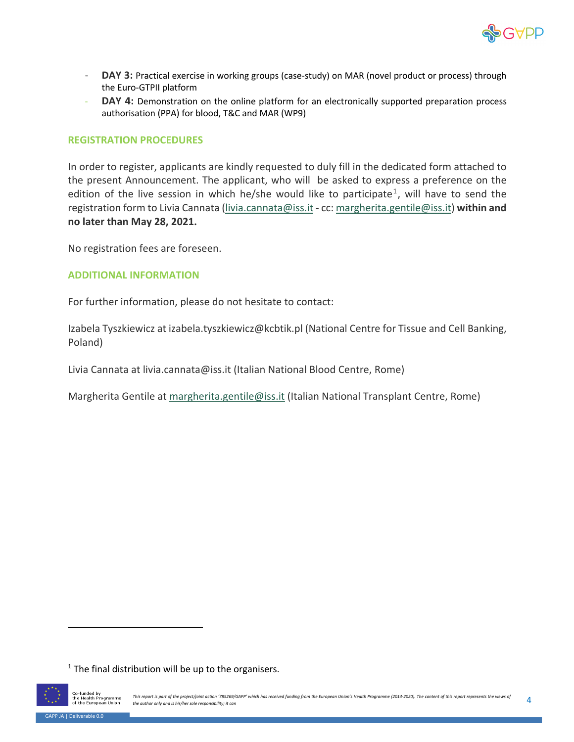- **DAY 3:** Practical exercise in working groups (case-study) on MAR (novel product or process) through the Euro-GTPII platform
- **DAY 4:** Demonstration on the online platform for an electronically supported preparation process authorisation (PPA) for blood, T&C and MAR (WP9)

## REGISTRATION PROCEDURES

In order to register, applicants are kindly requested to duly fill in the dedicated form attached to the present Announcement. The applicant, who will be asked to express a preference on the edition of the live session in which he/she would like to participate[1], will have to send the registration form to Livia Cannata (livia.cannata@iss.it - cc: margherita.gentile@iss.it) **within and no later than May 28, 2021.**

No registration fees are foreseen.

## ADDITIONAL INFORMATION

For further information, please do not hesitate to contact:

Izabela Tyszkiewicz at izabela.tyszkiewicz@kcbtik.pl (National Centre for Tissue and Cell Banking, Poland)

Livia Cannata at livia.cannata@iss.it (Italian National Blood Centre, Rome)

Margherita Gentile at margherita.gentile@iss.it (Italian National Transplant Centre, Rome)

[1] The final distribution will be up to the organisers.